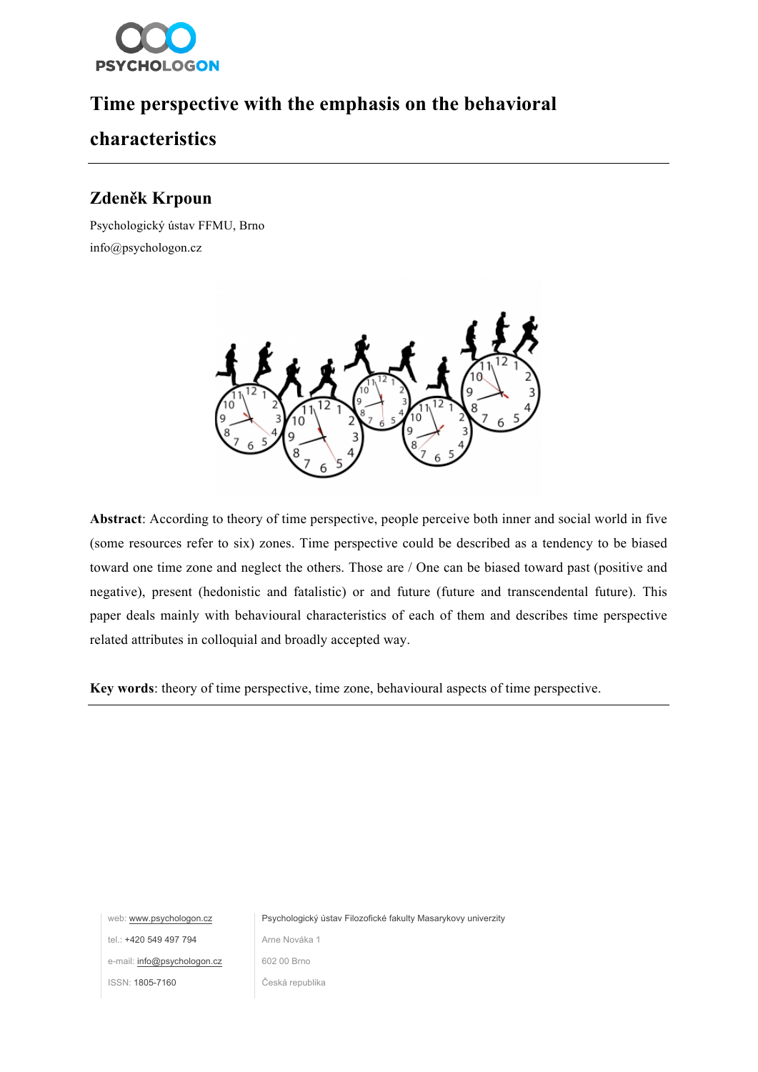# Time perspective with the emphasis on the behavioral characteristics

## Zdeněk Krpoun

Psychologický ústav FFMU, Brno

info@psychologon.cz

**Abstract**: According to theory of time perspective, people perceive both inner and social world in five (some resources refer to six) zones. Time perspective could be described as a tendency to be biased toward one time zone and neglect the others. Those are / One can be biased toward past (positive and negative), present (hedonistic and fatalistic) or and future (future and transcendental future). This paper deals mainly with behavioural characteristics of each of them and describes time perspective related attributes in colloquial and broadly accepted way.

**Key words**: theory of time perspective, time zone, behavioural aspects of time perspective.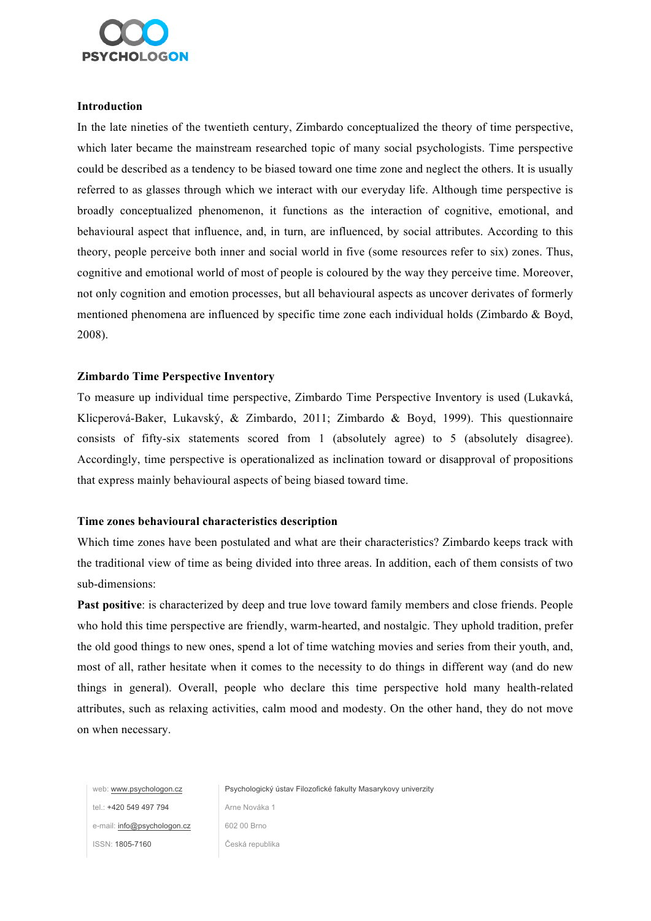**Introduction**

In the late nineties of the twentieth century, Zimbardo conceptualized the theory of time perspective, which later became the mainstream researched topic of many social psychologists. Time perspective could be described as a tendency to be biased toward one time zone and neglect the others. It is usually referred to as glasses through which we interact with our everyday life. Although time perspective is broadly conceptualized phenomenon, it functions as the interaction of cognitive, emotional, and behavioural aspect that influence, and, in turn, are influenced, by social attributes. According to this theory, people perceive both inner and social world in five (some resources refer to six) zones. Thus, cognitive and emotional world of most of people is coloured by the way they perceive time. Moreover, not only cognition and emotion processes, but all behavioural aspects as uncover derivates of formerly mentioned phenomena are influenced by specific time zone each individual holds (Zimbardo & Boyd, 2008).

**Zimbardo Time Perspective Inventory**

To measure up individual time perspective, Zimbardo Time Perspective Inventory is used (Lukavká, Klicperová-Baker, Lukavský, & Zimbardo, 2011; Zimbardo & Boyd, 1999). This questionnaire consists of fifty-six statements scored from 1 (absolutely agree) to 5 (absolutely disagree). Accordingly, time perspective is operationalized as inclination toward or disapproval of propositions that express mainly behavioural aspects of being biased toward time.

**Time zones behavioural characteristics description**

Which time zones have been postulated and what are their characteristics? Zimbardo keeps track with the traditional view of time as being divided into three areas. In addition, each of them consists of two sub-dimensions:

**Past positive**: is characterized by deep and true love toward family members and close friends. People who hold this time perspective are friendly, warm-hearted, and nostalgic. They uphold tradition, prefer the old good things to new ones, spend a lot of time watching movies and series from their youth, and, most of all, rather hesitate when it comes to the necessity to do things in different way (and do new things in general). Overall, people who declare this time perspective hold many health-related attributes, such as relaxing activities, calm mood and modesty. On the other hand, they do not move on when necessary.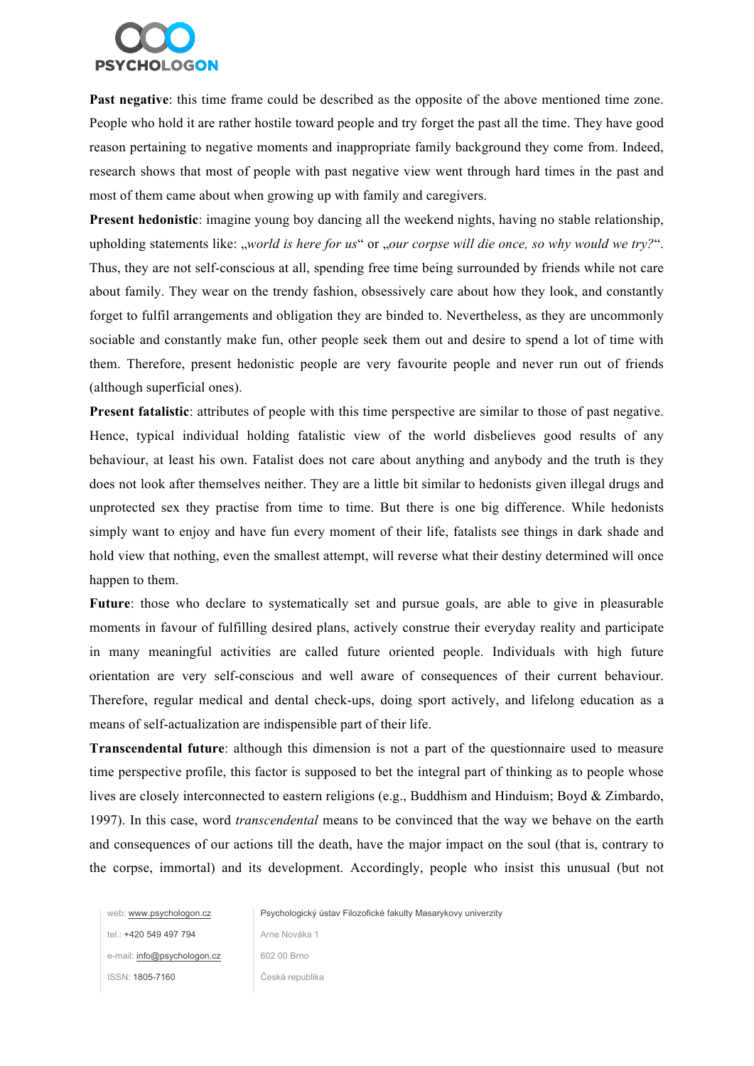**Past negative**: this time frame could be described as the opposite of the above mentioned time zone. People who hold it are rather hostile toward people and try forget the past all the time. They have good reason pertaining to negative moments and inappropriate family background they come from. Indeed, research shows that most of people with past negative view went through hard times in the past and most of them came about when growing up with family and caregivers.

**Present hedonistic**: imagine young boy dancing all the weekend nights, having no stable relationship, upholding statements like: „*world is here for us*“ or „*our corpse will die once, so why would we try?*“. Thus, they are not self-conscious at all, spending free time being surrounded by friends while not care about family. They wear on the trendy fashion, obsessively care about how they look, and constantly forget to fulfil arrangements and obligation they are binded to. Nevertheless, as they are uncommonly sociable and constantly make fun, other people seek them out and desire to spend a lot of time with them. Therefore, present hedonistic people are very favourite people and never run out of friends (although superficial ones).

**Present fatalistic**: attributes of people with this time perspective are similar to those of past negative. Hence, typical individual holding fatalistic view of the world disbelieves good results of any behaviour, at least his own. Fatalist does not care about anything and anybody and the truth is they does not look after themselves neither. They are a little bit similar to hedonists given illegal drugs and unprotected sex they practise from time to time. But there is one big difference. While hedonists simply want to enjoy and have fun every moment of their life, fatalists see things in dark shade and hold view that nothing, even the smallest attempt, will reverse what their destiny determined will once happen to them.

**Future**: those who declare to systematically set and pursue goals, are able to give in pleasurable moments in favour of fulfilling desired plans, actively construe their everyday reality and participate in many meaningful activities are called future oriented people. Individuals with high future orientation are very self-conscious and well aware of consequences of their current behaviour. Therefore, regular medical and dental check-ups, doing sport actively, and lifelong education as a means of self-actualization are indispensible part of their life.

**Transcendental future**: although this dimension is not a part of the questionnaire used to measure time perspective profile, this factor is supposed to bet the integral part of thinking as to people whose lives are closely interconnected to eastern religions (e.g., Buddhism and Hinduism; Boyd & Zimbardo, 1997). In this case, word *transcendental* means to be convinced that the way we behave on the earth and consequences of our actions till the death, have the major impact on the soul (that is, contrary to the corpse, immortal) and its development. Accordingly, people who insist this unusual (but not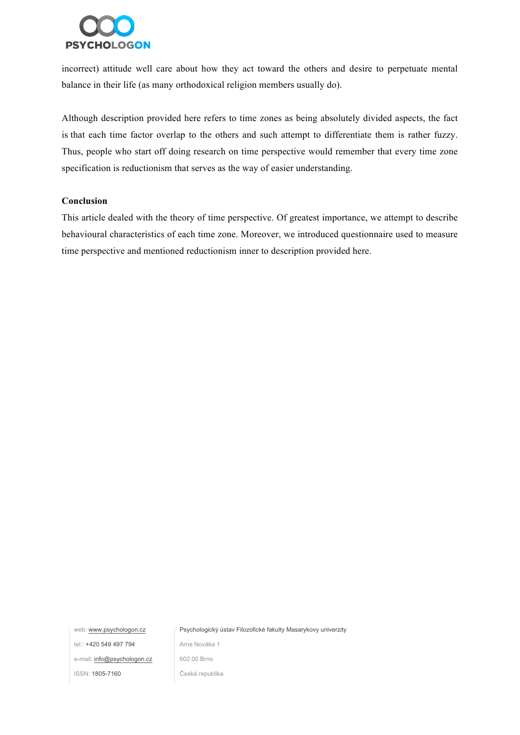incorrect) attitude well care about how they act toward the others and desire to perpetuate mental balance in their life (as many orthodoxical religion members usually do).

Although description provided here refers to time zones as being absolutely divided aspects, the fact is that each time factor overlap to the others and such attempt to differentiate them is rather fuzzy. Thus, people who start off doing research on time perspective would remember that every time zone specification is reductionism that serves as the way of easier understanding.

**Conclusion**

This article dealed with the theory of time perspective. Of greatest importance, we attempt to describe behavioural characteristics of each time zone. Moreover, we introduced questionnaire used to measure time perspective and mentioned reductionism inner to description provided here.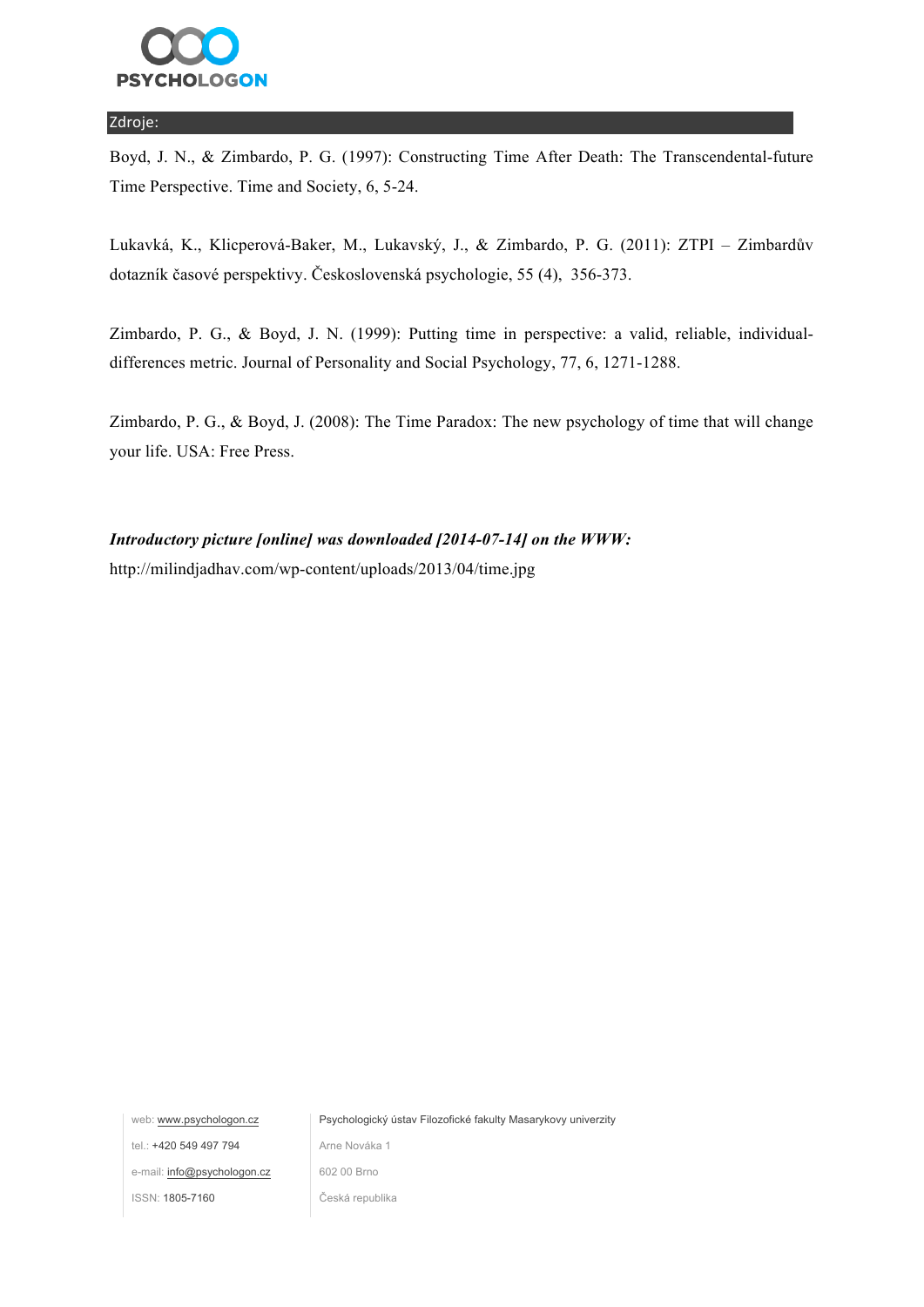## Zdroje:

Boyd, J. N., & Zimbardo, P. G. (1997): Constructing Time After Death: The Transcendental-future Time Perspective. Time and Society, 6, 5-24.

Lukavká, K., Klicperová-Baker, M., Lukavský, J., & Zimbardo, P. G. (2011): ZTPI – Zimbardův dotazník časové perspektivy. Československá psychologie, 55 (4), 356-373.

Zimbardo, P. G., & Boyd, J. N. (1999): Putting time in perspective: a valid, reliable, individual-differences metric. Journal of Personality and Social Psychology, 77, 6, 1271-1288.

Zimbardo, P. G., & Boyd, J. (2008): The Time Paradox: The new psychology of time that will change your life. USA: Free Press.

***Introductory picture [online] was downloaded [2014-07-14] on the WWW:***
http://milindjadhav.com/wp-content/uploads/2013/04/time.jpg